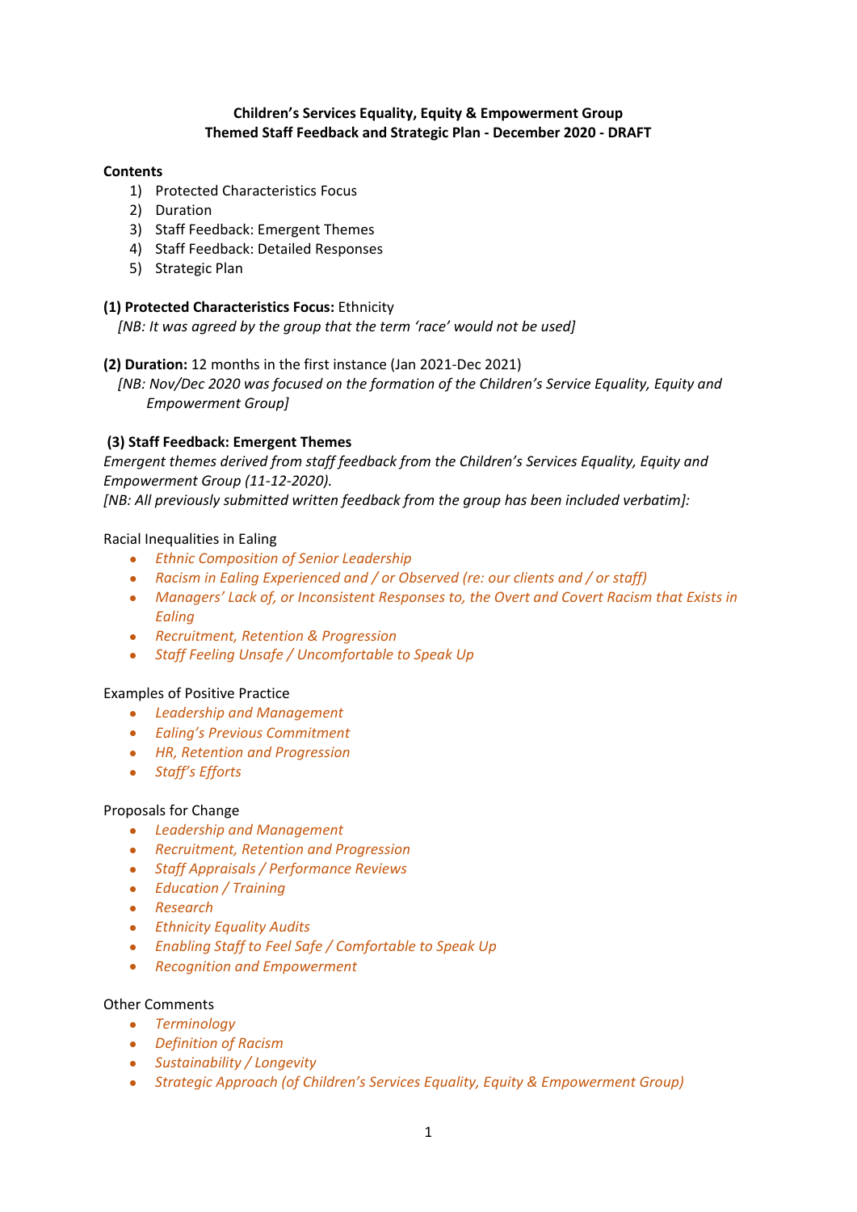**Children's Services Equality, Equity & Empowerment Group**
**Themed Staff Feedback and Strategic Plan - December 2020 - DRAFT**

**Contents**

1) Protected Characteristics Focus
2) Duration
3) Staff Feedback: Emergent Themes
4) Staff Feedback: Detailed Responses
5) Strategic Plan

**(1) Protected Characteristics Focus:** Ethnicity
*[NB: It was agreed by the group that the term 'race' would not be used]*

**(2) Duration:** 12 months in the first instance (Jan 2021-Dec 2021)
*[NB: Nov/Dec 2020 was focused on the formation of the Children's Service Equality, Equity and Empowerment Group]*

**(3) Staff Feedback: Emergent Themes**

*Emergent themes derived from staff feedback from the Children's Services Equality, Equity and Empowerment Group (11-12-2020).*
*[NB: All previously submitted written feedback from the group has been included verbatim]:*

Racial Inequalities in Ealing

- *Ethnic Composition of Senior Leadership*
- *Racism in Ealing Experienced and / or Observed (re: our clients and / or staff)*
- *Managers' Lack of, or Inconsistent Responses to, the Overt and Covert Racism that Exists in Ealing*
- *Recruitment, Retention & Progression*
- *Staff Feeling Unsafe / Uncomfortable to Speak Up*

Examples of Positive Practice

- *Leadership and Management*
- *Ealing's Previous Commitment*
- *HR, Retention and Progression*
- *Staff's Efforts*

Proposals for Change

- *Leadership and Management*
- *Recruitment, Retention and Progression*
- *Staff Appraisals / Performance Reviews*
- *Education / Training*
- *Research*
- *Ethnicity Equality Audits*
- *Enabling Staff to Feel Safe / Comfortable to Speak Up*
- *Recognition and Empowerment*

Other Comments

- *Terminology*
- *Definition of Racism*
- *Sustainability / Longevity*
- *Strategic Approach (of Children's Services Equality, Equity & Empowerment Group)*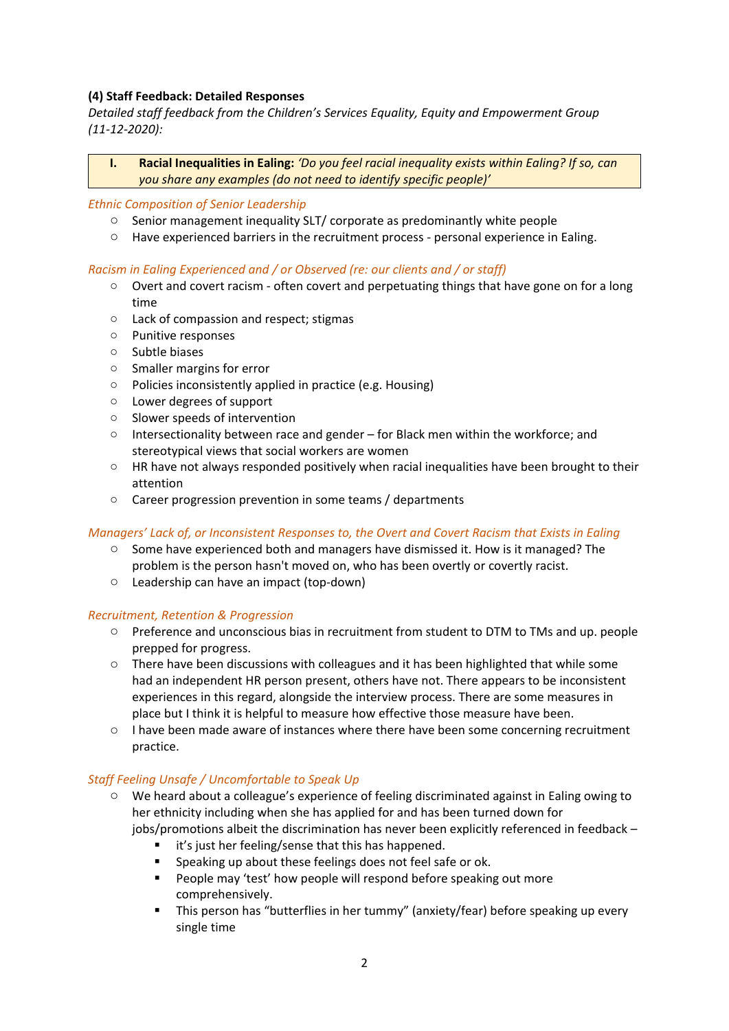**(4) Staff Feedback: Detailed Responses**

*Detailed staff feedback from the Children's Services Equality, Equity and Empowerment Group (11-12-2020):*

| **I. Racial Inequalities in Ealing:** *'Do you feel racial inequality exists within Ealing? If so, can you share any examples (do not need to identify specific people)'* |
|---|

*Ethnic Composition of Senior Leadership*

- Senior management inequality SLT/ corporate as predominantly white people
- Have experienced barriers in the recruitment process - personal experience in Ealing.

*Racism in Ealing Experienced and / or Observed (re: our clients and / or staff)*

- Overt and covert racism - often covert and perpetuating things that have gone on for a long time
- Lack of compassion and respect; stigmas
- Punitive responses
- Subtle biases
- Smaller margins for error
- Policies inconsistently applied in practice (e.g. Housing)
- Lower degrees of support
- Slower speeds of intervention
- Intersectionality between race and gender – for Black men within the workforce; and stereotypical views that social workers are women
- HR have not always responded positively when racial inequalities have been brought to their attention
- Career progression prevention in some teams / departments

*Managers' Lack of, or Inconsistent Responses to, the Overt and Covert Racism that Exists in Ealing*

- Some have experienced both and managers have dismissed it. How is it managed? The problem is the person hasn't moved on, who has been overtly or covertly racist.
- Leadership can have an impact (top-down)

*Recruitment, Retention & Progression*

- Preference and unconscious bias in recruitment from student to DTM to TMs and up. people prepped for progress.
- There have been discussions with colleagues and it has been highlighted that while some had an independent HR person present, others have not. There appears to be inconsistent experiences in this regard, alongside the interview process. There are some measures in place but I think it is helpful to measure how effective those measure have been.
- I have been made aware of instances where there have been some concerning recruitment practice.

*Staff Feeling Unsafe / Uncomfortable to Speak Up*

- We heard about a colleague's experience of feeling discriminated against in Ealing owing to her ethnicity including when she has applied for and has been turned down for jobs/promotions albeit the discrimination has never been explicitly referenced in feedback –
    - it's just her feeling/sense that this has happened.
    - Speaking up about these feelings does not feel safe or ok.
    - People may 'test' how people will respond before speaking out more comprehensively.
    - This person has "butterflies in her tummy" (anxiety/fear) before speaking up every single time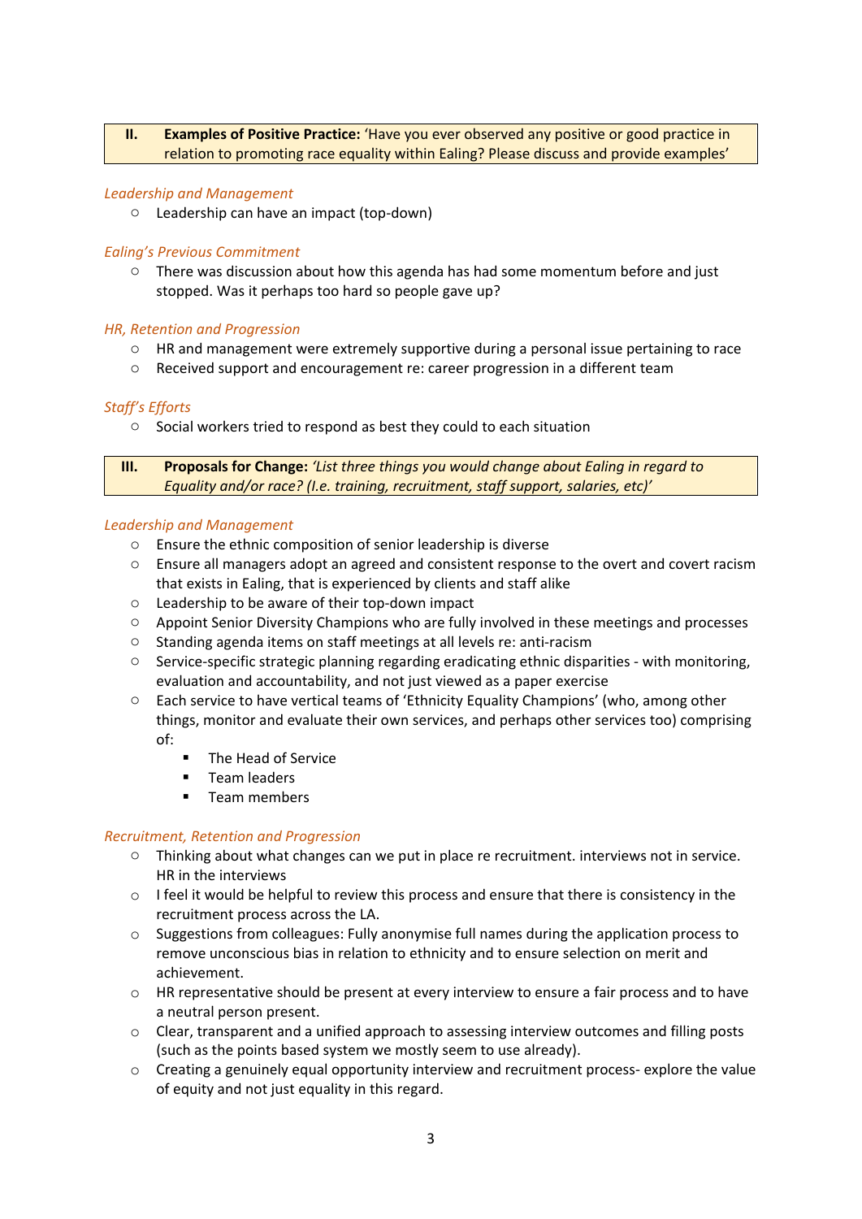## II. **Examples of Positive Practice:** 'Have you ever observed any positive or good practice in relation to promoting race equality within Ealing? Please discuss and provide examples'

*Leadership and Management*

- Leadership can have an impact (top-down)

*Ealing's Previous Commitment*

- There was discussion about how this agenda has had some momentum before and just stopped. Was it perhaps too hard so people gave up?

*HR, Retention and Progression*

- HR and management were extremely supportive during a personal issue pertaining to race
- Received support and encouragement re: career progression in a different team

*Staff's Efforts*

- Social workers tried to respond as best they could to each situation

## III. **Proposals for Change:** *'List three things you would change about Ealing in regard to Equality and/or race? (I.e. training, recruitment, staff support, salaries, etc)'*

*Leadership and Management*

- Ensure the ethnic composition of senior leadership is diverse
- Ensure all managers adopt an agreed and consistent response to the overt and covert racism that exists in Ealing, that is experienced by clients and staff alike
- Leadership to be aware of their top-down impact
- Appoint Senior Diversity Champions who are fully involved in these meetings and processes
- Standing agenda items on staff meetings at all levels re: anti-racism
- Service-specific strategic planning regarding eradicating ethnic disparities - with monitoring, evaluation and accountability, and not just viewed as a paper exercise
- Each service to have vertical teams of 'Ethnicity Equality Champions' (who, among other things, monitor and evaluate their own services, and perhaps other services too) comprising of:
  - The Head of Service
  - Team leaders
  - Team members

*Recruitment, Retention and Progression*

- Thinking about what changes can we put in place re recruitment. interviews not in service. HR in the interviews
- I feel it would be helpful to review this process and ensure that there is consistency in the recruitment process across the LA.
- Suggestions from colleagues: Fully anonymise full names during the application process to remove unconscious bias in relation to ethnicity and to ensure selection on merit and achievement.
- HR representative should be present at every interview to ensure a fair process and to have a neutral person present.
- Clear, transparent and a unified approach to assessing interview outcomes and filling posts (such as the points based system we mostly seem to use already).
- Creating a genuinely equal opportunity interview and recruitment process- explore the value of equity and not just equality in this regard.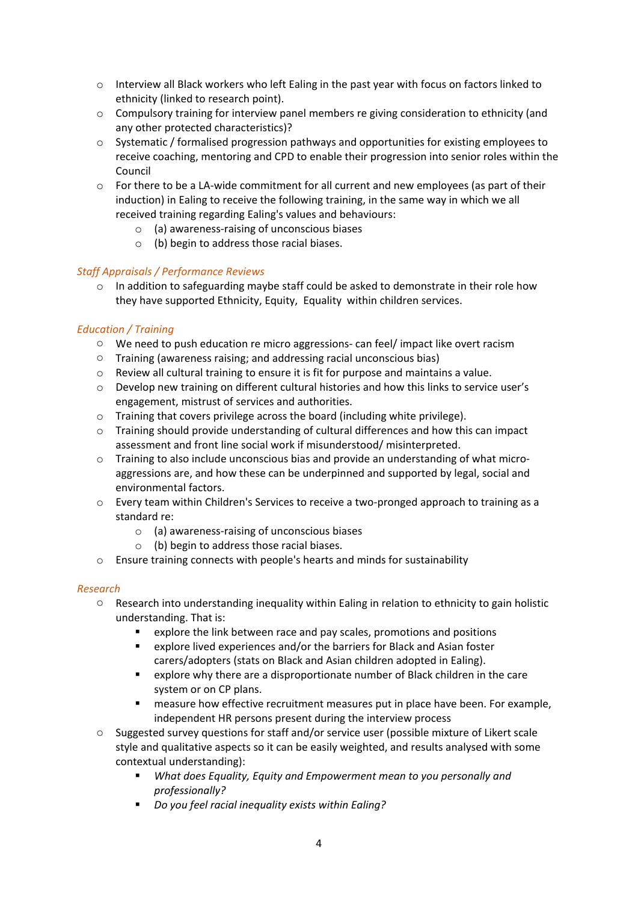- Interview all Black workers who left Ealing in the past year with focus on factors linked to ethnicity (linked to research point).
- Compulsory training for interview panel members re giving consideration to ethnicity (and any other protected characteristics)?
- Systematic / formalised progression pathways and opportunities for existing employees to receive coaching, mentoring and CPD to enable their progression into senior roles within the Council
- For there to be a LA-wide commitment for all current and new employees (as part of their induction) in Ealing to receive the following training, in the same way in which we all received training regarding Ealing's values and behaviours:
    - (a) awareness-raising of unconscious biases
    - (b) begin to address those racial biases.

*Staff Appraisals / Performance Reviews*

- In addition to safeguarding maybe staff could be asked to demonstrate in their role how they have supported Ethnicity, Equity, Equality within children services.

*Education / Training*

- We need to push education re micro aggressions- can feel/ impact like overt racism
- Training (awareness raising; and addressing racial unconscious bias)
- Review all cultural training to ensure it is fit for purpose and maintains a value.
- Develop new training on different cultural histories and how this links to service user's engagement, mistrust of services and authorities.
- Training that covers privilege across the board (including white privilege).
- Training should provide understanding of cultural differences and how this can impact assessment and front line social work if misunderstood/ misinterpreted.
- Training to also include unconscious bias and provide an understanding of what micro-aggressions are, and how these can be underpinned and supported by legal, social and environmental factors.
- Every team within Children's Services to receive a two-pronged approach to training as a standard re:
    - (a) awareness-raising of unconscious biases
    - (b) begin to address those racial biases.
- Ensure training connects with people's hearts and minds for sustainability

*Research*

- Research into understanding inequality within Ealing in relation to ethnicity to gain holistic understanding. That is:
    - explore the link between race and pay scales, promotions and positions
    - explore lived experiences and/or the barriers for Black and Asian foster carers/adopters (stats on Black and Asian children adopted in Ealing).
    - explore why there are a disproportionate number of Black children in the care system or on CP plans.
    - measure how effective recruitment measures put in place have been. For example, independent HR persons present during the interview process
- Suggested survey questions for staff and/or service user (possible mixture of Likert scale style and qualitative aspects so it can be easily weighted, and results analysed with some contextual understanding):
    - *What does Equality, Equity and Empowerment mean to you personally and professionally?*
    - *Do you feel racial inequality exists within Ealing?*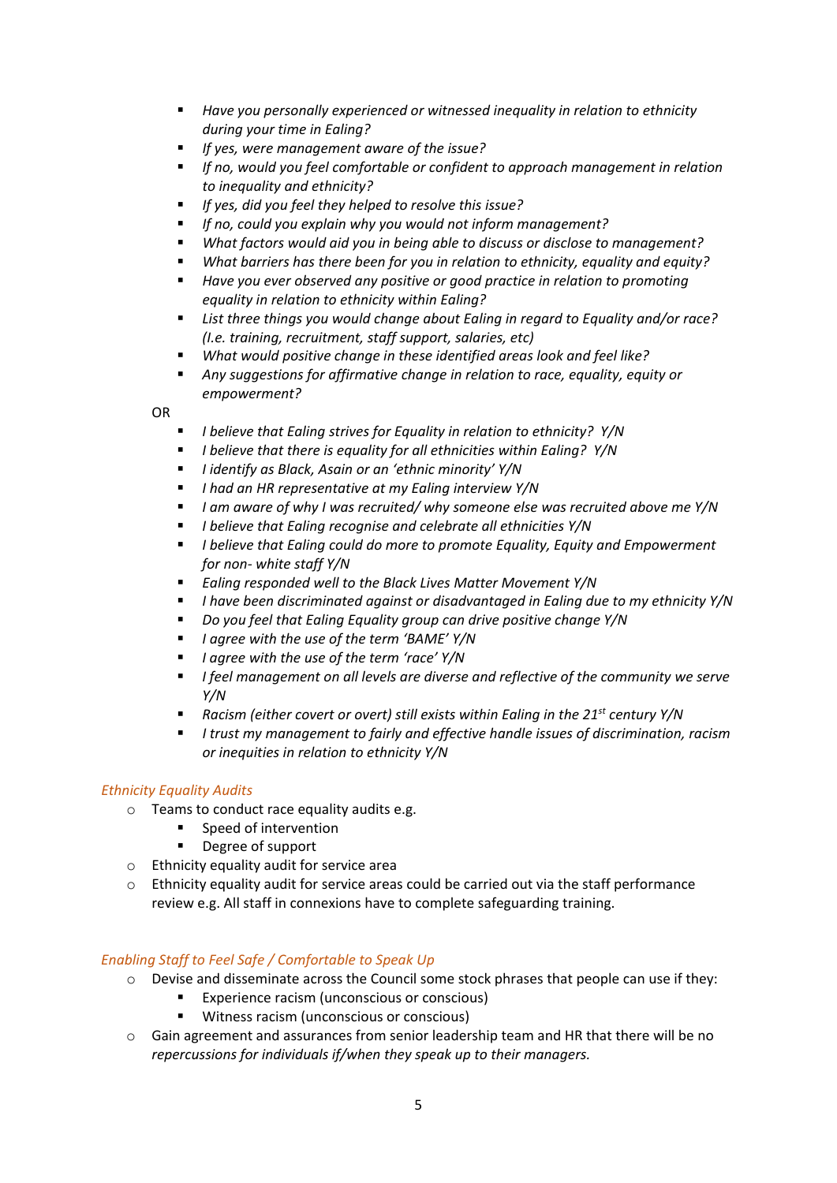- *Have you personally experienced or witnessed inequality in relation to ethnicity during your time in Ealing?*
- *If yes, were management aware of the issue?*
- *If no, would you feel comfortable or confident to approach management in relation to inequality and ethnicity?*
- *If yes, did you feel they helped to resolve this issue?*
- *If no, could you explain why you would not inform management?*
- *What factors would aid you in being able to discuss or disclose to management?*
- *What barriers has there been for you in relation to ethnicity, equality and equity?*
- *Have you ever observed any positive or good practice in relation to promoting equality in relation to ethnicity within Ealing?*
- *List three things you would change about Ealing in regard to Equality and/or race? (I.e. training, recruitment, staff support, salaries, etc)*
- *What would positive change in these identified areas look and feel like?*
- *Any suggestions for affirmative change in relation to race, equality, equity or empowerment?*

OR

- *I believe that Ealing strives for Equality in relation to ethnicity? Y/N*
- *I believe that there is equality for all ethnicities within Ealing? Y/N*
- *I identify as Black, Asain or an 'ethnic minority' Y/N*
- *I had an HR representative at my Ealing interview Y/N*
- *I am aware of why I was recruited/ why someone else was recruited above me Y/N*
- *I believe that Ealing recognise and celebrate all ethnicities Y/N*
- *I believe that Ealing could do more to promote Equality, Equity and Empowerment for non- white staff Y/N*
- *Ealing responded well to the Black Lives Matter Movement Y/N*
- *I have been discriminated against or disadvantaged in Ealing due to my ethnicity Y/N*
- *Do you feel that Ealing Equality group can drive positive change Y/N*
- *I agree with the use of the term 'BAME' Y/N*
- *I agree with the use of the term 'race' Y/N*
- *I feel management on all levels are diverse and reflective of the community we serve Y/N*
- *Racism (either covert or overt) still exists within Ealing in the 21st century Y/N*
- *I trust my management to fairly and effective handle issues of discrimination, racism or inequities in relation to ethnicity Y/N*

*Ethnicity Equality Audits*

- Teams to conduct race equality audits e.g.
  - Speed of intervention
  - Degree of support
- Ethnicity equality audit for service area
- Ethnicity equality audit for service areas could be carried out via the staff performance review e.g. All staff in connexions have to complete safeguarding training.

*Enabling Staff to Feel Safe / Comfortable to Speak Up*

- Devise and disseminate across the Council some stock phrases that people can use if they:
  - Experience racism (unconscious or conscious)
  - Witness racism (unconscious or conscious)
- Gain agreement and assurances from senior leadership team and HR that there will be no *repercussions for individuals if/when they speak up to their managers.*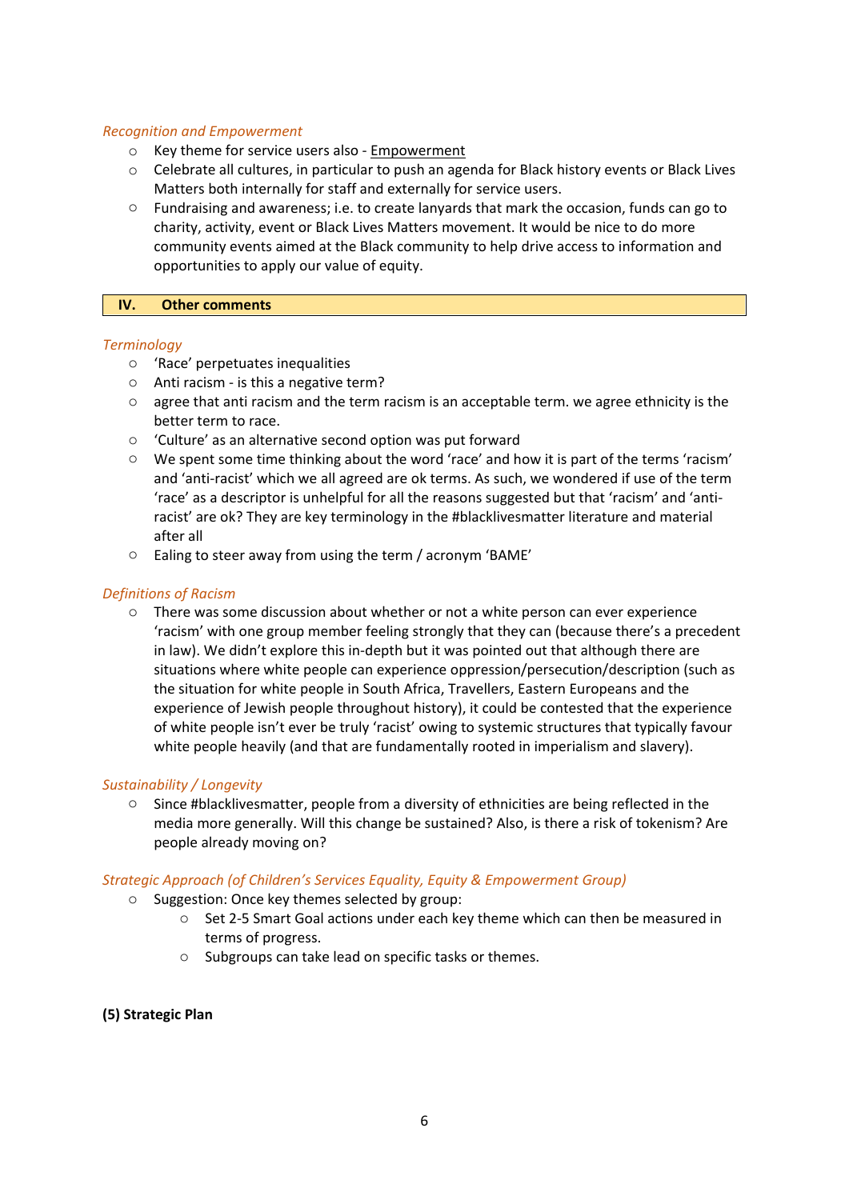*Recognition and Empowerment*

- Key theme for service users also - Empowerment
- Celebrate all cultures, in particular to push an agenda for Black history events or Black Lives Matters both internally for staff and externally for service users.
- Fundraising and awareness; i.e. to create lanyards that mark the occasion, funds can go to charity, activity, event or Black Lives Matters movement. It would be nice to do more community events aimed at the Black community to help drive access to information and opportunities to apply our value of equity.

## IV. Other comments

*Terminology*

- 'Race' perpetuates inequalities
- Anti racism - is this a negative term?
- agree that anti racism and the term racism is an acceptable term. we agree ethnicity is the better term to race.
- 'Culture' as an alternative second option was put forward
- We spent some time thinking about the word 'race' and how it is part of the terms 'racism' and 'anti-racist' which we all agreed are ok terms. As such, we wondered if use of the term 'race' as a descriptor is unhelpful for all the reasons suggested but that 'racism' and 'anti-racist' are ok? They are key terminology in the #blacklivesmatter literature and material after all
- Ealing to steer away from using the term / acronym 'BAME'

*Definitions of Racism*

- There was some discussion about whether or not a white person can ever experience 'racism' with one group member feeling strongly that they can (because there's a precedent in law). We didn't explore this in-depth but it was pointed out that although there are situations where white people can experience oppression/persecution/description (such as the situation for white people in South Africa, Travellers, Eastern Europeans and the experience of Jewish people throughout history), it could be contested that the experience of white people isn't ever be truly 'racist' owing to systemic structures that typically favour white people heavily (and that are fundamentally rooted in imperialism and slavery).

*Sustainability / Longevity*

- Since #blacklivesmatter, people from a diversity of ethnicities are being reflected in the media more generally. Will this change be sustained? Also, is there a risk of tokenism? Are people already moving on?

*Strategic Approach (of Children's Services Equality, Equity & Empowerment Group)*

- Suggestion: Once key themes selected by group:
  - Set 2-5 Smart Goal actions under each key theme which can then be measured in terms of progress.
  - Subgroups can take lead on specific tasks or themes.

**(5) Strategic Plan**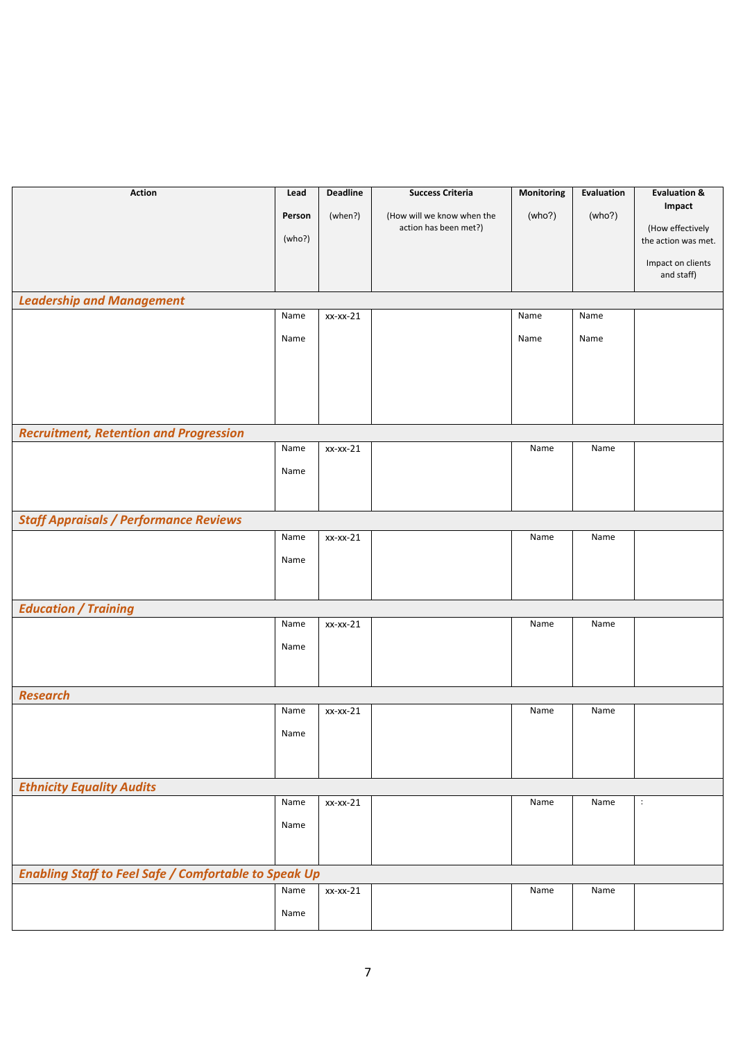| Action | Lead Person (who?) | Deadline (when?) | Success Criteria (How will we know when the action has been met?) | Monitoring (who?) | Evaluation (who?) | Evaluation & Impact (How effectively the action was met. Impact on clients and staff) |
|---|---|---|---|---|---|---|
| ***Leadership and Management*** | | | | | | |
| | Name<br>Name | xx-xx-21 | | Name<br>Name | Name<br>Name | |
| ***Recruitment, Retention and Progression*** | | | | | | |
| | Name<br>Name | xx-xx-21 | | Name | Name | |
| ***Staff Appraisals / Performance Reviews*** | | | | | | |
| | Name<br>Name | xx-xx-21 | | Name | Name | |
| ***Education / Training*** | | | | | | |
| | Name<br>Name | xx-xx-21 | | Name | Name | |
| ***Research*** | | | | | | |
| | Name<br>Name | xx-xx-21 | | Name | Name | |
| ***Ethnicity Equality Audits*** | | | | | | |
| | Name<br>Name | xx-xx-21 | | Name | Name | : |
| ***Enabling Staff to Feel Safe / Comfortable to Speak Up*** | | | | | | |
| | Name<br>Name | xx-xx-21 | | Name | Name | |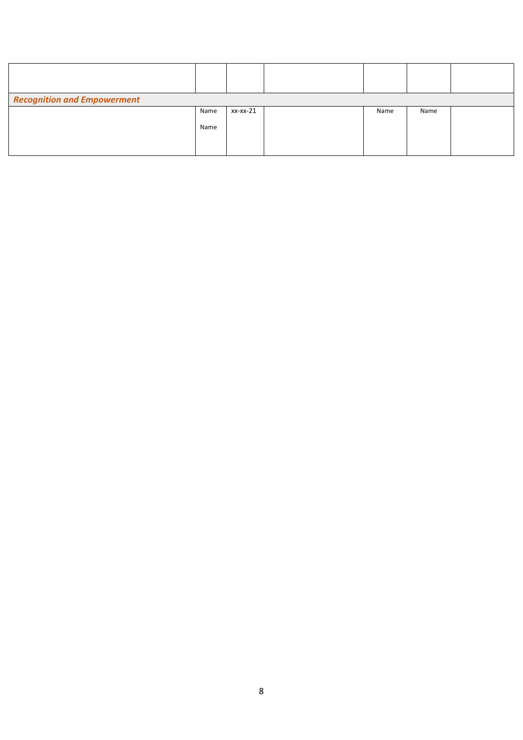| | | | | | | |
|---|---|---|---|---|---|---|
| | | | | | | |
| ***Recognition and Empowerment*** | | | | | | |
| | Name<br><br>Name | xx-xx-21 | | Name | Name | |